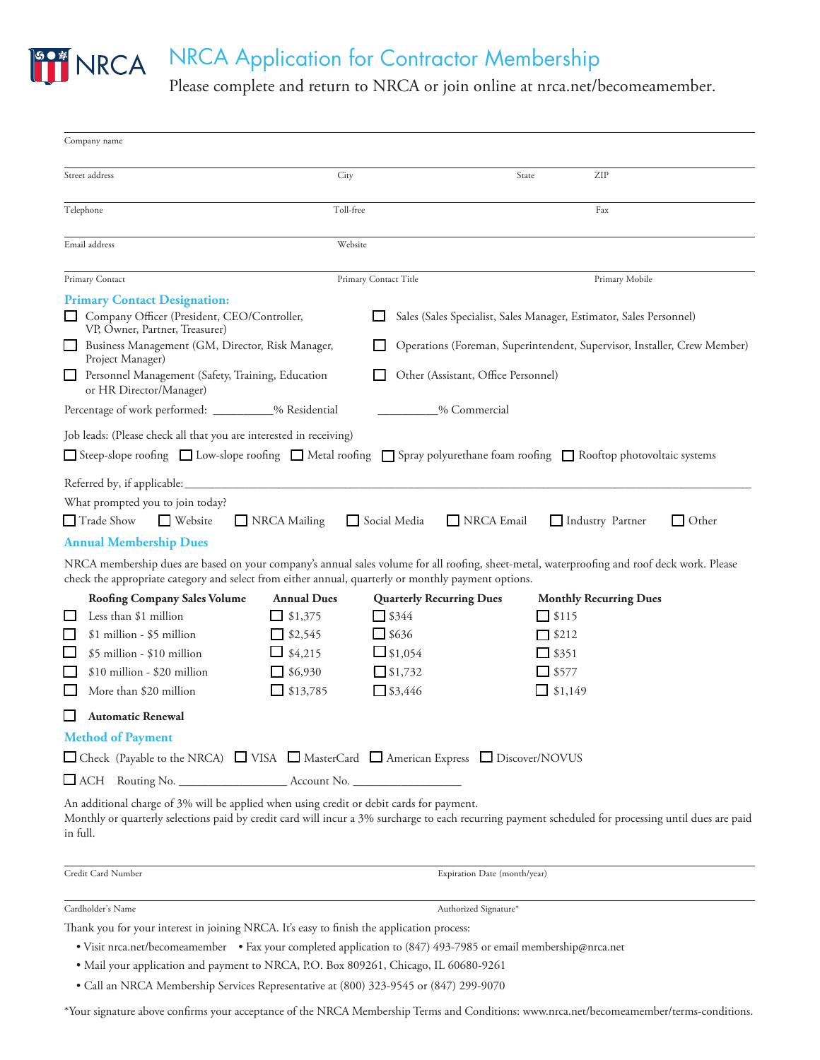# NRCA Application for Contractor Membership

Please complete and return to NRCA or join online at nrca.net/becomeamember.

Company name

Street address | City | State | ZIP

Telephone | Toll-free | Fax

Email address | Website

Primary Contact | Primary Contact Title | Primary Mobile

## Primary Contact Designation:

- ☐ Company Officer (President, CEO/Controller, VP, Owner, Partner, Treasurer)
- ☐ Business Management (GM, Director, Risk Manager, Project Manager)
- ☐ Personnel Management (Safety, Training, Education or HR Director/Manager)
- ☐ Sales (Sales Specialist, Sales Manager, Estimator, Sales Personnel)
- ☐ Operations (Foreman, Superintendent, Supervisor, Installer, Crew Member)
- ☐ Other (Assistant, Office Personnel)

Percentage of work performed: __________% Residential __________% Commercial

Job leads: (Please check all that you are interested in receiving)

☐ Steep-slope roofing ☐ Low-slope roofing ☐ Metal roofing ☐ Spray polyurethane foam roofing ☐ Rooftop photovoltaic systems

Referred by, if applicable: ____________________

What prompted you to join today?

☐ Trade Show ☐ Website ☐ NRCA Mailing ☐ Social Media ☐ NRCA Email ☐ Industry Partner ☐ Other

## Annual Membership Dues

NRCA membership dues are based on your company's annual sales volume for all roofing, sheet-metal, waterproofing and roof deck work. Please check the appropriate category and select from either annual, quarterly or monthly payment options.

| Roofing Company Sales Volume | Annual Dues | Quarterly Recurring Dues | Monthly Recurring Dues |
|---|---|---|---|
| ☐ Less than $1 million | ☐ $1,375 | ☐ $344 | ☐ $115 |
| ☐ $1 million - $5 million | ☐ $2,545 | ☐ $636 | ☐ $212 |
| ☐ $5 million - $10 million | ☐ $4,215 | ☐ $1,054 | ☐ $351 |
| ☐ $10 million - $20 million | ☐ $6,930 | ☐ $1,732 | ☐ $577 |
| ☐ More than $20 million | ☐ $13,785 | ☐ $3,446 | ☐ $1,149 |

☐ **Automatic Renewal**

## Method of Payment

☐ Check (Payable to the NRCA) ☐ VISA ☐ MasterCard ☐ American Express ☐ Discover/NOVUS

☐ ACH Routing No. _________________ Account No. _________________

An additional charge of 3% will be applied when using credit or debit cards for payment.
Monthly or quarterly selections paid by credit card will incur a 3% surcharge to each recurring payment scheduled for processing until dues are paid in full.

Credit Card Number | Expiration Date (month/year)

Cardholder's Name | Authorized Signature*

Thank you for your interest in joining NRCA. It's easy to finish the application process:

- Visit nrca.net/becomeamember
- Fax your completed application to (847) 493-7985 or email membership@nrca.net
- Mail your application and payment to NRCA, P.O. Box 809261, Chicago, IL 60680-9261
- Call an NRCA Membership Services Representative at (800) 323-9545 or (847) 299-9070

*Your signature above confirms your acceptance of the NRCA Membership Terms and Conditions: www.nrca.net/becomeamember/terms-conditions.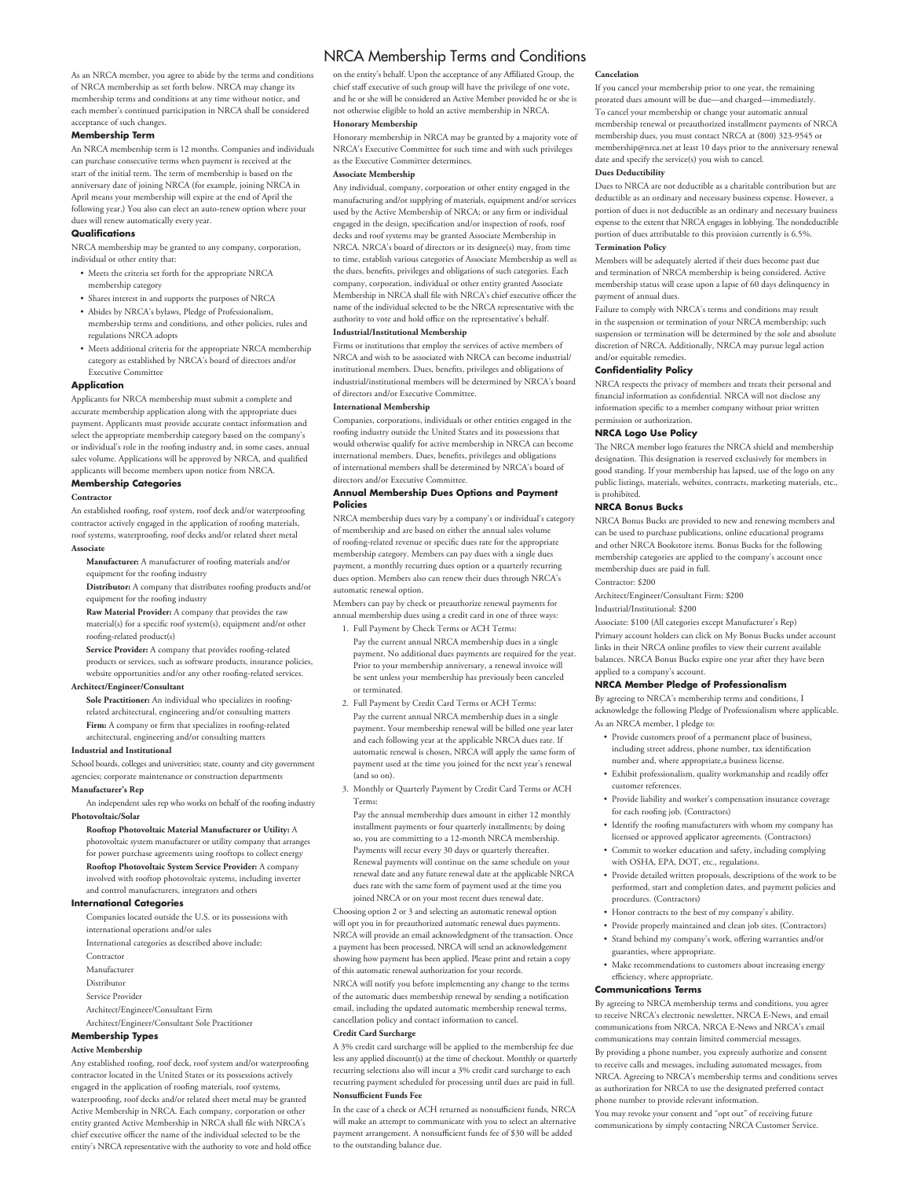# NRCA Membership Terms and Conditions

As an NRCA member, you agree to abide by the terms and conditions of NRCA membership as set forth below. NRCA may change its membership terms and conditions at any time without notice, and each member's continued participation in NRCA shall be considered acceptance of such changes.

## Membership Term

An NRCA membership term is 12 months. Companies and individuals can purchase consecutive terms when payment is received at the start of the initial term. The term of membership is based on the anniversary date of joining NRCA (for example, joining NRCA in April means your membership will expire at the end of April the following year.) You also can elect an auto-renew option where your dues will renew automatically every year.

## Qualifications

NRCA membership may be granted to any company, corporation, individual or other entity that:

- Meets the criteria set forth for the appropriate NRCA membership category
- Shares interest in and supports the purposes of NRCA
- Abides by NRCA's bylaws, Pledge of Professionalism, membership terms and conditions, and other policies, rules and regulations NRCA adopts
- Meets additional criteria for the appropriate NRCA membership category as established by NRCA's board of directors and/or Executive Committee

## Application

Applicants for NRCA membership must submit a complete and accurate membership application along with the appropriate dues payment. Applicants must provide accurate contact information and select the appropriate membership category based on the company's or individual's role in the roofing industry and, in some cases, annual sales volume. Applications will be approved by NRCA, and qualified applicants will become members upon notice from NRCA.

## Membership Categories

### Contractor

An established roofing, roof system, roof deck and/or waterproofing contractor actively engaged in the application of roofing materials, roof systems, waterproofing, roof decks and/or related sheet metal

### Associate

**Manufacturer:** A manufacturer of roofing materials and/or equipment for the roofing industry

**Distributor:** A company that distributes roofing products and/or equipment for the roofing industry

**Raw Material Provider:** A company that provides the raw material(s) for a specific roof system(s), equipment and/or other roofing-related product(s)

**Service Provider:** A company that provides roofing-related products or services, such as software products, insurance policies, website opportunities and/or any other roofing-related services.

### Architect/Engineer/Consultant

**Sole Practitioner:** An individual who specializes in roofing-related architectural, engineering and/or consulting matters

**Firm:** A company or firm that specializes in roofing-related architectural, engineering and/or consulting matters

### Industrial and Institutional

School boards, colleges and universities; state, county and city government agencies; corporate maintenance or construction departments

### Manufacturer's Rep

An independent sales rep who works on behalf of the roofing industry

### Photovoltaic/Solar

**Rooftop Photovoltaic Material Manufacturer or Utility:** A photovoltaic system manufacturer or utility company that arranges for power purchase agreements using rooftops to collect energy

**Rooftop Photovoltaic System Service Provider:** A company involved with rooftop photovoltaic systems, including inverter and control manufacturers, integrators and others

## International Categories

Companies located outside the U.S. or its possessions with international operations and/or sales

International categories as described above include:

Contractor

Manufacturer

Distributor

Service Provider

Architect/Engineer/Consultant Firm

Architect/Engineer/Consultant Sole Practitioner

## Membership Types

### Active Membership

Any established roofing, roof deck, roof system and/or waterproofing contractor located in the United States or its possessions actively engaged in the application of roofing materials, roof systems, waterproofing, roof decks and/or related sheet metal may be granted Active Membership in NRCA. Each company, corporation or other entity granted Active Membership in NRCA shall file with NRCA's chief executive officer the name of the individual selected to be the entity's NRCA representative with the authority to vote and hold office on the entity's behalf. Upon the acceptance of any Affiliated Group, the chief staff executive of such group will have the privilege of one vote, and he or she will be considered an Active Member provided he or she is not otherwise eligible to hold an active membership in NRCA.

### Honorary Membership

Honorary membership in NRCA may be granted by a majority vote of NRCA's Executive Committee for such time and with such privileges as the Executive Committee determines.

### Associate Membership

Any individual, company, corporation or other entity engaged in the manufacturing and/or supplying of materials, equipment and/or services used by the Active Membership of NRCA; or any firm or individual engaged in the design, specification and/or inspection of roofs, roof decks and roof systems may be granted Associate Membership in NRCA. NRCA's board of directors or its designee(s) may, from time to time, establish various categories of Associate Membership as well as the dues, benefits, privileges and obligations of such categories. Each company, corporation, individual or other entity granted Associate Membership in NRCA shall file with NRCA's chief executive officer the name of the individual selected to be the NRCA representative with the authority to vote and hold office on the representative's behalf.

### Industrial/Institutional Membership

Firms or institutions that employ the services of active members of NRCA and wish to be associated with NRCA can become industrial/institutional members. Dues, benefits, privileges and obligations of industrial/institutional members will be determined by NRCA's board of directors and/or Executive Committee.

### International Membership

Companies, corporations, individuals or other entities engaged in the roofing industry outside the United States and its possessions that would otherwise qualify for active membership in NRCA can become international members. Dues, benefits, privileges and obligations of international members shall be determined by NRCA's board of directors and/or Executive Committee.

## Annual Membership Dues Options and Payment Policies

NRCA membership dues vary by a company's or individual's category of membership and are based on either the annual sales volume of roofing-related revenue or specific dues rate for the appropriate membership category. Members can pay dues with a single dues payment, a monthly recurring dues option or a quarterly recurring dues option. Members also can renew their dues through NRCA's automatic renewal option.

Members can pay by check or preauthorize renewal payments for annual membership dues using a credit card in one of three ways:

1. Full Payment by Check Terms or ACH Terms:
   Pay the current annual NRCA membership dues in a single payment. No additional dues payments are required for the year. Prior to your membership anniversary, a renewal invoice will be sent unless your membership has previously been canceled or terminated.
2. Full Payment by Credit Card Terms or ACH Terms:
   Pay the current annual NRCA membership dues in a single payment. Your membership renewal will be billed one year later and each following year at the applicable NRCA dues rate. If automatic renewal is chosen, NRCA will apply the same form of payment used at the time you joined for the next year's renewal (and so on).
3. Monthly or Quarterly Payment by Credit Card Terms or ACH Terms:
   Pay the annual membership dues amount in either 12 monthly installment payments or four quarterly installments; by doing so, you are committing to a 12-month NRCA membership. Payments will recur every 30 days or quarterly thereafter. Renewal payments will continue on the same schedule on your renewal date and any future renewal date at the applicable NRCA dues rate with the same form of payment used at the time you joined NRCA or on your most recent dues renewal date.

Choosing option 2 or 3 and selecting an automatic renewal option will opt you in for preauthorized automatic renewal dues payments. NRCA will provide an email acknowledgment of the transaction. Once a payment has been processed, NRCA will send an acknowledgement showing how payment has been applied. Please print and retain a copy of this automatic renewal authorization for your records.

NRCA will notify you before implementing any change to the terms of the automatic dues membership renewal by sending a notification email, including the updated automatic membership renewal terms, cancellation policy and contact information to cancel.

### Credit Card Surcharge

A 3% credit card surcharge will be applied to the membership fee due less any applied discount(s) at the time of checkout. Monthly or quarterly recurring selections also will incur a 3% credit card surcharge to each recurring payment scheduled for processing until dues are paid in full.

### Nonsufficient Funds Fee

In the case of a check or ACH returned as nonsufficient funds, NRCA will make an attempt to communicate with you to select an alternative payment arrangement. A nonsufficient funds fee of $30 will be added to the outstanding balance due.

### Cancelation

If you cancel your membership prior to one year, the remaining prorated dues amount will be due—and charged—immediately. To cancel your membership or change your automatic annual membership renewal or preauthorized installment payments of NRCA membership dues, you must contact NRCA at (800) 323-9545 or membership@nrca.net at least 10 days prior to the anniversary renewal date and specify the service(s) you wish to cancel.

### Dues Deductibility

Dues to NRCA are not deductible as a charitable contribution but are deductible as an ordinary and necessary business expense. However, a portion of dues is not deductible as an ordinary and necessary business expense to the extent that NRCA engages in lobbying. The nondeductible portion of dues attributable to this provision currently is 6.5%.

### Termination Policy

Members will be adequately alerted if their dues become past due and termination of NRCA membership is being considered. Active membership status will cease upon a lapse of 60 days delinquency in payment of annual dues.

Failure to comply with NRCA's terms and conditions may result in the suspension or termination of your NRCA membership; such suspension or termination will be determined by the sole and absolute discretion of NRCA. Additionally, NRCA may pursue legal action and/or equitable remedies.

## Confidentiality Policy

NRCA respects the privacy of members and treats their personal and financial information as confidential. NRCA will not disclose any information specific to a member company without prior written permission or authorization.

## NRCA Logo Use Policy

The NRCA member logo features the NRCA shield and membership designation. This designation is reserved exclusively for members in good standing. If your membership has lapsed, use of the logo on any public listings, materials, websites, contracts, marketing materials, etc., is prohibited.

## NRCA Bonus Bucks

NRCA Bonus Bucks are provided to new and renewing members and can be used to purchase publications, online educational programs and other NRCA Bookstore items. Bonus Bucks for the following membership categories are applied to the company's account once membership dues are paid in full.

Contractor: $200

Architect/Engineer/Consultant Firm: $200

Industrial/Institutional: $200

Associate: $100 (All categories except Manufacturer's Rep)

Primary account holders can click on My Bonus Bucks under account links in their NRCA online profiles to view their current available balances. NRCA Bonus Bucks expire one year after they have been applied to a company's account.

## NRCA Member Pledge of Professionalism

By agreeing to NRCA's membership terms and conditions, I acknowledge the following Pledge of Professionalism where applicable.

As an NRCA member, I pledge to:

- Provide customers proof of a permanent place of business, including street address, phone number, tax identification number and, where appropriate,a business license.
- Exhibit professionalism, quality workmanship and readily offer customer references.
- Provide liability and worker's compensation insurance coverage for each roofing job. (Contractors)
- Identify the roofing manufacturers with whom my company has licensed or approved applicator agreements. (Contractors)
- Commit to worker education and safety, including complying with OSHA, EPA, DOT, etc., regulations.
- Provide detailed written proposals, descriptions of the work to be performed, start and completion dates, and payment policies and procedures. (Contractors)
- Honor contracts to the best of my company's ability.
- Provide properly maintained and clean job sites. (Contractors)
- Stand behind my company's work, offering warranties and/or guaranties, where appropriate.
- Make recommendations to customers about increasing energy efficiency, where appropriate.

## Communications Terms

By agreeing to NRCA membership terms and conditions, you agree to receive NRCA's electronic newsletter, NRCA E-News, and email communications from NRCA. NRCA E-News and NRCA's email communications may contain limited commercial messages.

By providing a phone number, you expressly authorize and consent to receive calls and messages, including automated messages, from NRCA. Agreeing to NRCA's membership terms and conditions serves as authorization for NRCA to use the designated preferred contact phone number to provide relevant information.

You may revoke your consent and "opt out" of receiving future communications by simply contacting NRCA Customer Service.